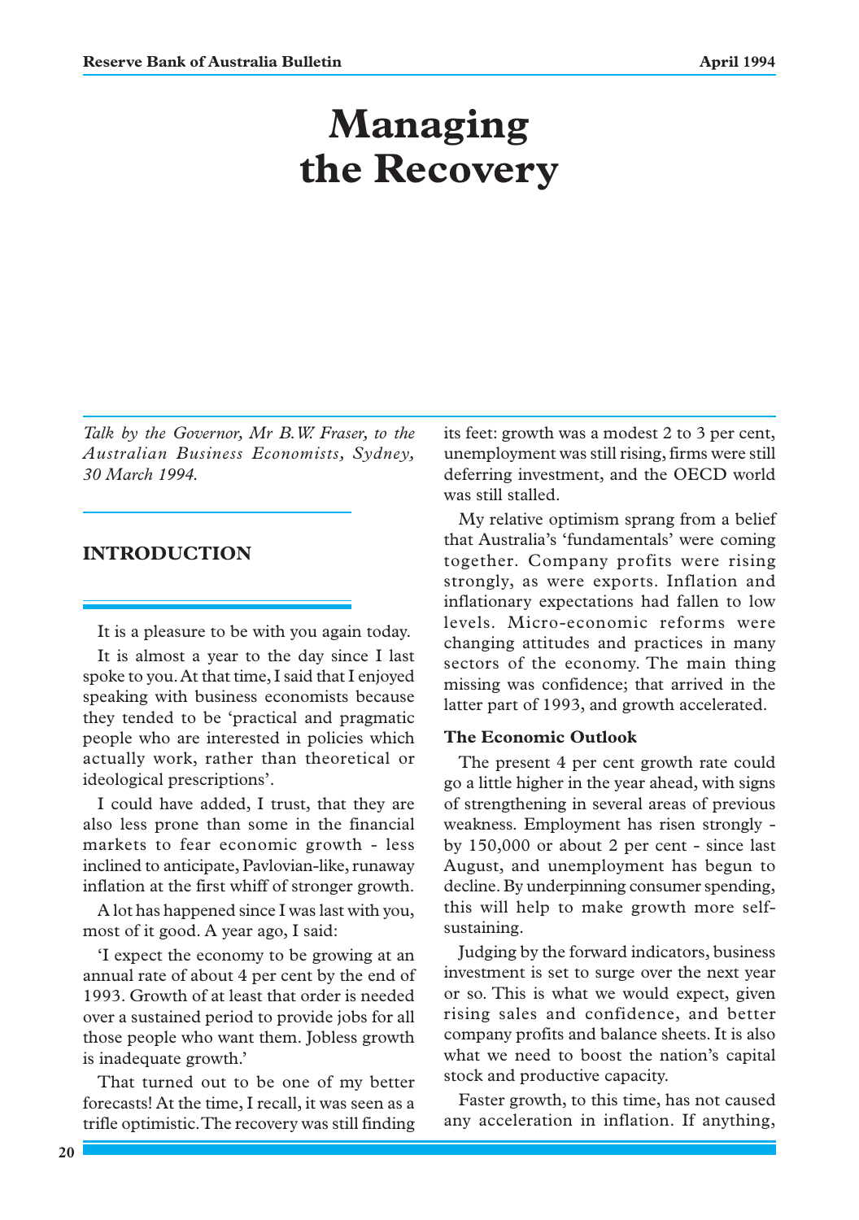# Managing the Recovery

*Talk by the Governor, Mr B.W. Fraser, to the Australian Business Economists, Sydney, 30 March 1994.*

## INTRODUCTION

It is a pleasure to be with you again today.

It is almost a year to the day since I last spoke to you. At that time, I said that I enjoyed speaking with business economists because they tended to be 'practical and pragmatic people who are interested in policies which actually work, rather than theoretical or ideological prescriptions'.

I could have added, I trust, that they are also less prone than some in the financial markets to fear economic growth - less inclined to anticipate, Pavlovian-like, runaway inflation at the first whiff of stronger growth.

A lot has happened since I was last with you, most of it good. A year ago, I said:

'I expect the economy to be growing at an annual rate of about 4 per cent by the end of 1993. Growth of at least that order is needed over a sustained period to provide jobs for all those people who want them. Jobless growth is inadequate growth.'

That turned out to be one of my better forecasts! At the time, I recall, it was seen as a trifle optimistic. The recovery was still finding its feet: growth was a modest 2 to 3 per cent, unemployment was still rising, firms were still deferring investment, and the OECD world was still stalled.

My relative optimism sprang from a belief that Australia's 'fundamentals' were coming together. Company profits were rising strongly, as were exports. Inflation and inflationary expectations had fallen to low levels. Micro-economic reforms were changing attitudes and practices in many sectors of the economy. The main thing missing was confidence; that arrived in the latter part of 1993, and growth accelerated.

### The Economic Outlook

The present 4 per cent growth rate could go a little higher in the year ahead, with signs of strengthening in several areas of previous weakness. Employment has risen strongly - by 150,000 or about 2 per cent - since last August, and unemployment has begun to decline. By underpinning consumer spending, this will help to make growth more self-sustaining.

Judging by the forward indicators, business investment is set to surge over the next year or so. This is what we would expect, given rising sales and confidence, and better company profits and balance sheets. It is also what we need to boost the nation's capital stock and productive capacity.

Faster growth, to this time, has not caused any acceleration in inflation. If anything,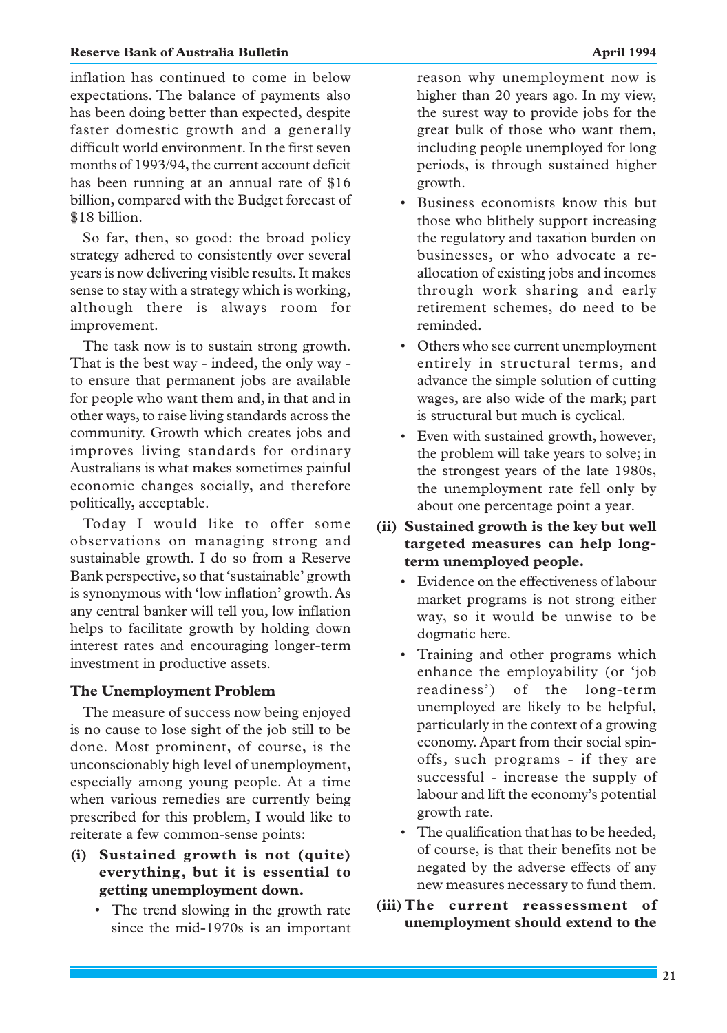inflation has continued to come in below expectations. The balance of payments also has been doing better than expected, despite faster domestic growth and a generally difficult world environment. In the first seven months of 1993/94, the current account deficit has been running at an annual rate of $16 billion, compared with the Budget forecast of $18 billion.

So far, then, so good: the broad policy strategy adhered to consistently over several years is now delivering visible results. It makes sense to stay with a strategy which is working, although there is always room for improvement.

The task now is to sustain strong growth. That is the best way - indeed, the only way - to ensure that permanent jobs are available for people who want them and, in that and in other ways, to raise living standards across the community. Growth which creates jobs and improves living standards for ordinary Australians is what makes sometimes painful economic changes socially, and therefore politically, acceptable.

Today I would like to offer some observations on managing strong and sustainable growth. I do so from a Reserve Bank perspective, so that 'sustainable' growth is synonymous with 'low inflation' growth. As any central banker will tell you, low inflation helps to facilitate growth by holding down interest rates and encouraging longer-term investment in productive assets.

### The Unemployment Problem

The measure of success now being enjoyed is no cause to lose sight of the job still to be done. Most prominent, of course, is the unconscionably high level of unemployment, especially among young people. At a time when various remedies are currently being prescribed for this problem, I would like to reiterate a few common-sense points:

**(i) Sustained growth is not (quite) everything, but it is essential to getting unemployment down.**

- The trend slowing in the growth rate since the mid-1970s is an important reason why unemployment now is higher than 20 years ago. In my view, the surest way to provide jobs for the great bulk of those who want them, including people unemployed for long periods, is through sustained higher growth.
- Business economists know this but those who blithely support increasing the regulatory and taxation burden on businesses, or who advocate a re-allocation of existing jobs and incomes through work sharing and early retirement schemes, do need to be reminded.
- Others who see current unemployment entirely in structural terms, and advance the simple solution of cutting wages, are also wide of the mark; part is structural but much is cyclical.
- Even with sustained growth, however, the problem will take years to solve; in the strongest years of the late 1980s, the unemployment rate fell only by about one percentage point a year.

**(ii) Sustained growth is the key but well targeted measures can help long-term unemployed people.**

- Evidence on the effectiveness of labour market programs is not strong either way, so it would be unwise to be dogmatic here.
- Training and other programs which enhance the employability (or 'job readiness') of the long-term unemployed are likely to be helpful, particularly in the context of a growing economy. Apart from their social spin-offs, such programs - if they are successful - increase the supply of labour and lift the economy's potential growth rate.
- The qualification that has to be heeded, of course, is that their benefits not be negated by the adverse effects of any new measures necessary to fund them.

**(iii) The current reassessment of unemployment should extend to the**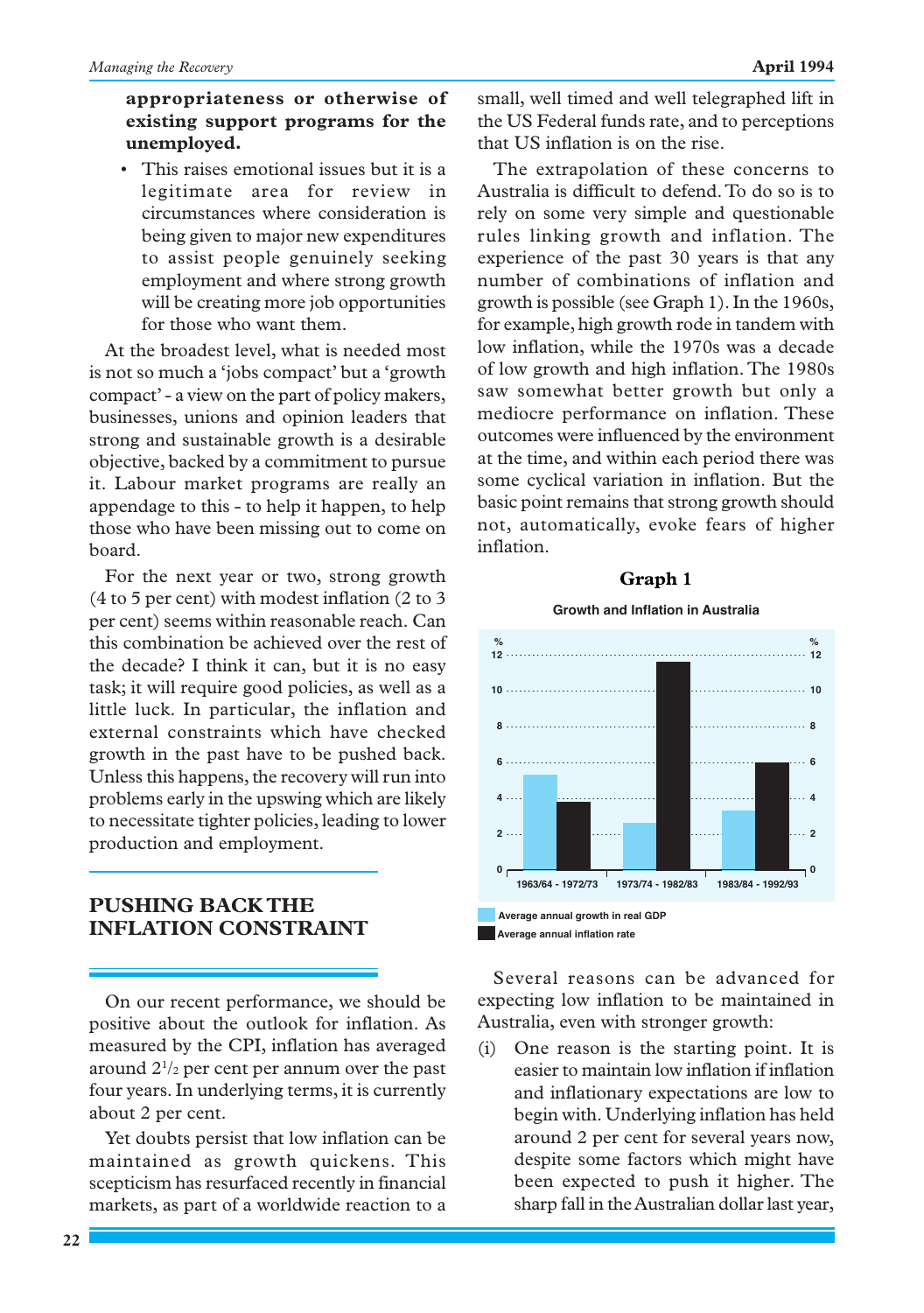**appropriateness or otherwise of existing support programs for the unemployed.**

- This raises emotional issues but it is a legitimate area for review in circumstances where consideration is being given to major new expenditures to assist people genuinely seeking employment and where strong growth will be creating more job opportunities for those who want them.

At the broadest level, what is needed most is not so much a 'jobs compact' but a 'growth compact' - a view on the part of policy makers, businesses, unions and opinion leaders that strong and sustainable growth is a desirable objective, backed by a commitment to pursue it. Labour market programs are really an appendage to this - to help it happen, to help those who have been missing out to come on board.

For the next year or two, strong growth (4 to 5 per cent) with modest inflation (2 to 3 per cent) seems within reasonable reach. Can this combination be achieved over the rest of the decade? I think it can, but it is no easy task; it will require good policies, as well as a little luck. In particular, the inflation and external constraints which have checked growth in the past have to be pushed back. Unless this happens, the recovery will run into problems early in the upswing which are likely to necessitate tighter policies, leading to lower production and employment.

## PUSHING BACK THE INFLATION CONSTRAINT

On our recent performance, we should be positive about the outlook for inflation. As measured by the CPI, inflation has averaged around 2½ per cent per annum over the past four years. In underlying terms, it is currently about 2 per cent.

Yet doubts persist that low inflation can be maintained as growth quickens. This scepticism has resurfaced recently in financial markets, as part of a worldwide reaction to a small, well timed and well telegraphed lift in the US Federal funds rate, and to perceptions that US inflation is on the rise.

The extrapolation of these concerns to Australia is difficult to defend. To do so is to rely on some very simple and questionable rules linking growth and inflation. The experience of the past 30 years is that any number of combinations of inflation and growth is possible (see Graph 1). In the 1960s, for example, high growth rode in tandem with low inflation, while the 1970s was a decade of low growth and high inflation. The 1980s saw somewhat better growth but only a mediocre performance on inflation. These outcomes were influenced by the environment at the time, and within each period there was some cyclical variation in inflation. But the basic point remains that strong growth should not, automatically, evoke fears of higher inflation.

**Graph 1**

Growth and Inflation in Australia

| Period | Average annual growth in real GDP (%) | Average annual inflation rate (%) |
|---|---|---|
| 1963/64 - 1972/73 | ~5.3 | ~3.8 |
| 1973/74 - 1982/83 | ~2.6 | ~11.6 |
| 1983/84 - 1992/93 | ~3.3 | ~6.0 |

Several reasons can be advanced for expecting low inflation to be maintained in Australia, even with stronger growth:

(i) One reason is the starting point. It is easier to maintain low inflation if inflation and inflationary expectations are low to begin with. Underlying inflation has held around 2 per cent for several years now, despite some factors which might have been expected to push it higher. The sharp fall in the Australian dollar last year,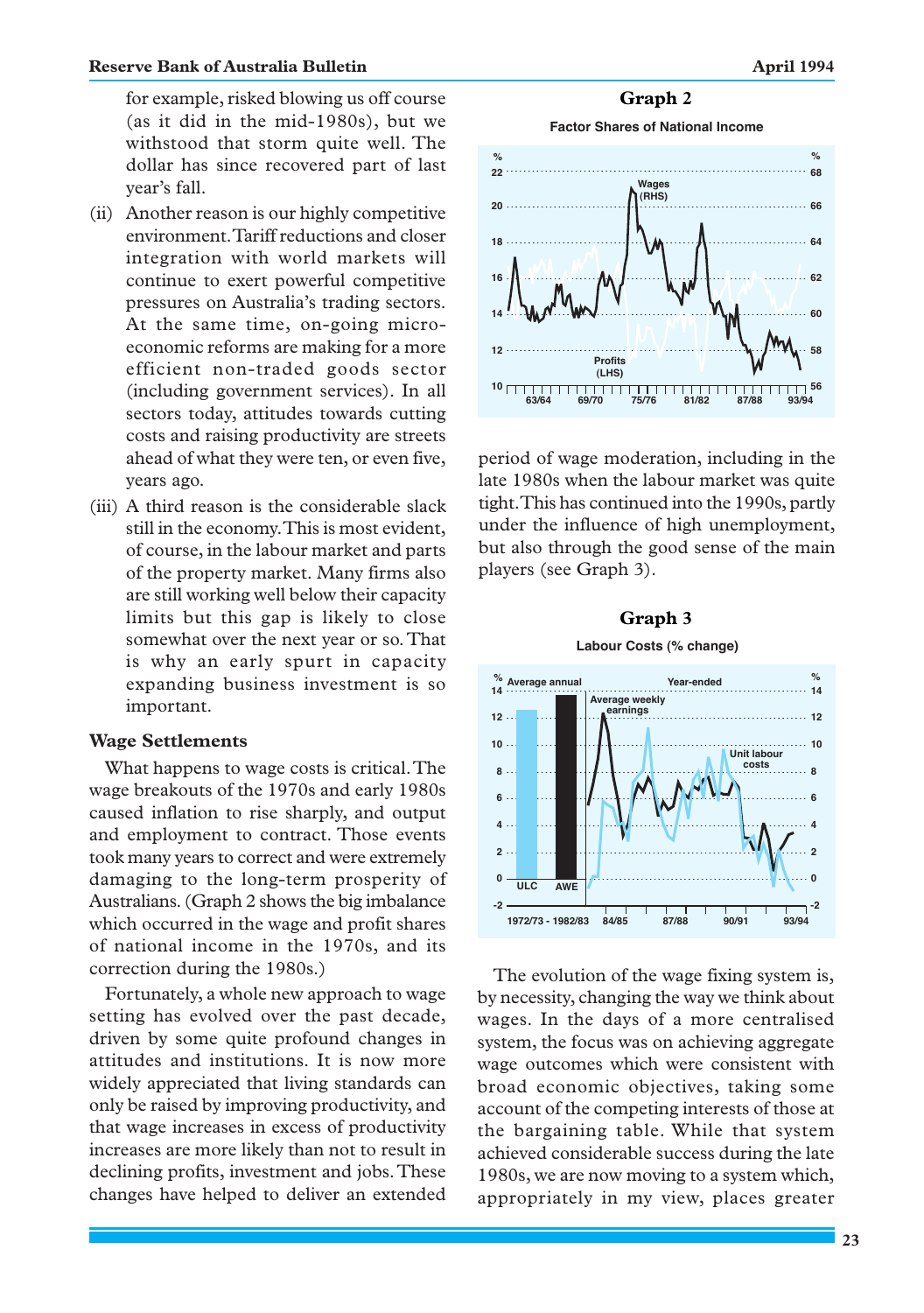for example, risked blowing us off course (as it did in the mid-1980s), but we withstood that storm quite well. The dollar has since recovered part of last year's fall.

(ii) Another reason is our highly competitive environment. Tariff reductions and closer integration with world markets will continue to exert powerful competitive pressures on Australia's trading sectors. At the same time, on-going micro-economic reforms are making for a more efficient non-traded goods sector (including government services). In all sectors today, attitudes towards cutting costs and raising productivity are streets ahead of what they were ten, or even five, years ago.

(iii) A third reason is the considerable slack still in the economy. This is most evident, of course, in the labour market and parts of the property market. Many firms also are still working well below their capacity limits but this gap is likely to close somewhat over the next year or so. That is why an early spurt in capacity expanding business investment is so important.

### Wage Settlements

What happens to wage costs is critical. The wage breakouts of the 1970s and early 1980s caused inflation to rise sharply, and output and employment to contract. Those events took many years to correct and were extremely damaging to the long-term prosperity of Australians. (Graph 2 shows the big imbalance which occurred in the wage and profit shares of national income in the 1970s, and its correction during the 1980s.)

Fortunately, a whole new approach to wage setting has evolved over the past decade, driven by some quite profound changes in attitudes and institutions. It is now more widely appreciated that living standards can only be raised by improving productivity, and that wage increases in excess of productivity increases are more likely than not to result in declining profits, investment and jobs. These changes have helped to deliver an extended period of wage moderation, including in the late 1980s when the labour market was quite tight. This has continued into the 1990s, partly under the influence of high unemployment, but also through the good sense of the main players (see Graph 3).

**Graph 2**

**Factor Shares of National Income**

**Graph 3**

**Labour Costs (% change)**

The evolution of the wage fixing system is, by necessity, changing the way we think about wages. In the days of a more centralised system, the focus was on achieving aggregate wage outcomes which were consistent with broad economic objectives, taking some account of the competing interests of those at the bargaining table. While that system achieved considerable success during the late 1980s, we are now moving to a system which, appropriately in my view, places greater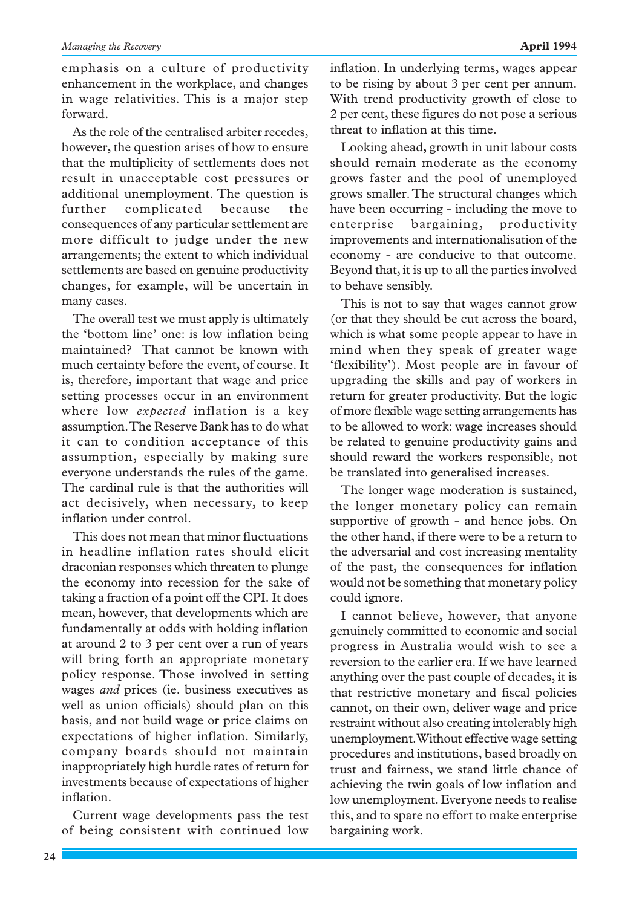emphasis on a culture of productivity enhancement in the workplace, and changes in wage relativities. This is a major step forward.

As the role of the centralised arbiter recedes, however, the question arises of how to ensure that the multiplicity of settlements does not result in unacceptable cost pressures or additional unemployment. The question is further complicated because the consequences of any particular settlement are more difficult to judge under the new arrangements; the extent to which individual settlements are based on genuine productivity changes, for example, will be uncertain in many cases.

The overall test we must apply is ultimately the 'bottom line' one: is low inflation being maintained? That cannot be known with much certainty before the event, of course. It is, therefore, important that wage and price setting processes occur in an environment where low *expected* inflation is a key assumption. The Reserve Bank has to do what it can to condition acceptance of this assumption, especially by making sure everyone understands the rules of the game. The cardinal rule is that the authorities will act decisively, when necessary, to keep inflation under control.

This does not mean that minor fluctuations in headline inflation rates should elicit draconian responses which threaten to plunge the economy into recession for the sake of taking a fraction of a point off the CPI. It does mean, however, that developments which are fundamentally at odds with holding inflation at around 2 to 3 per cent over a run of years will bring forth an appropriate monetary policy response. Those involved in setting wages *and* prices (ie. business executives as well as union officials) should plan on this basis, and not build wage or price claims on expectations of higher inflation. Similarly, company boards should not maintain inappropriately high hurdle rates of return for investments because of expectations of higher inflation.

Current wage developments pass the test of being consistent with continued low inflation. In underlying terms, wages appear to be rising by about 3 per cent per annum. With trend productivity growth of close to 2 per cent, these figures do not pose a serious threat to inflation at this time.

Looking ahead, growth in unit labour costs should remain moderate as the economy grows faster and the pool of unemployed grows smaller. The structural changes which have been occurring - including the move to enterprise bargaining, productivity improvements and internationalisation of the economy - are conducive to that outcome. Beyond that, it is up to all the parties involved to behave sensibly.

This is not to say that wages cannot grow (or that they should be cut across the board, which is what some people appear to have in mind when they speak of greater wage 'flexibility'). Most people are in favour of upgrading the skills and pay of workers in return for greater productivity. But the logic of more flexible wage setting arrangements has to be allowed to work: wage increases should be related to genuine productivity gains and should reward the workers responsible, not be translated into generalised increases.

The longer wage moderation is sustained, the longer monetary policy can remain supportive of growth - and hence jobs. On the other hand, if there were to be a return to the adversarial and cost increasing mentality of the past, the consequences for inflation would not be something that monetary policy could ignore.

I cannot believe, however, that anyone genuinely committed to economic and social progress in Australia would wish to see a reversion to the earlier era. If we have learned anything over the past couple of decades, it is that restrictive monetary and fiscal policies cannot, on their own, deliver wage and price restraint without also creating intolerably high unemployment. Without effective wage setting procedures and institutions, based broadly on trust and fairness, we stand little chance of achieving the twin goals of low inflation and low unemployment. Everyone needs to realise this, and to spare no effort to make enterprise bargaining work.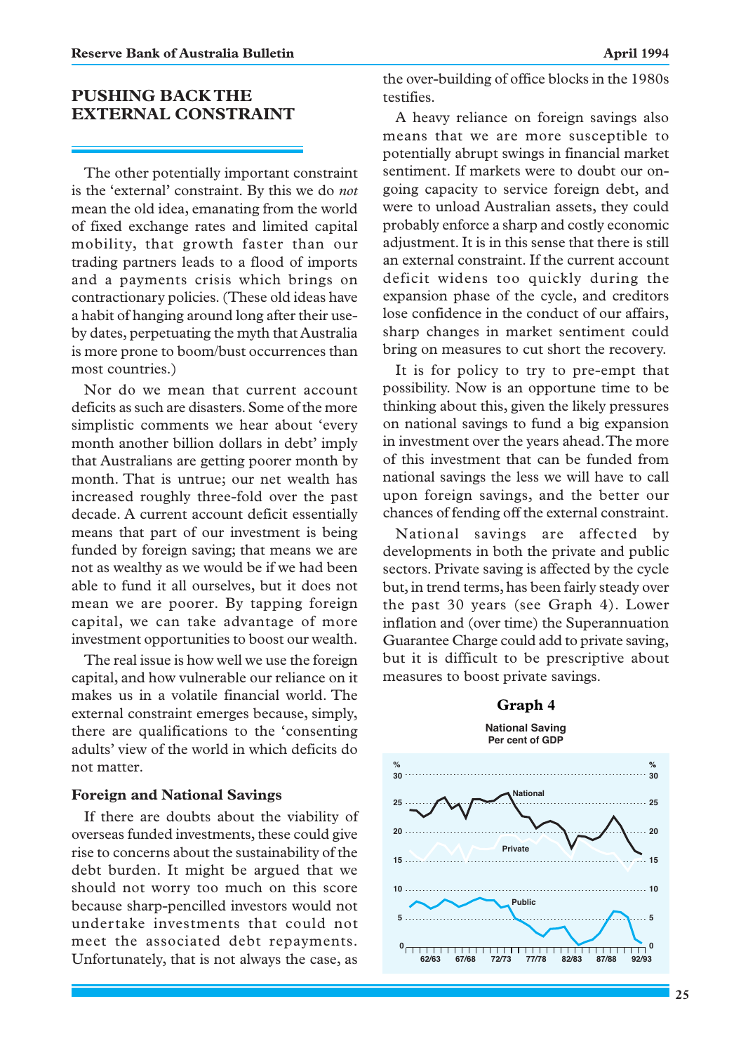## PUSHING BACK THE EXTERNAL CONSTRAINT

The other potentially important constraint is the 'external' constraint. By this we do *not* mean the old idea, emanating from the world of fixed exchange rates and limited capital mobility, that growth faster than our trading partners leads to a flood of imports and a payments crisis which brings on contractionary policies. (These old ideas have a habit of hanging around long after their use-by dates, perpetuating the myth that Australia is more prone to boom/bust occurrences than most countries.)

Nor do we mean that current account deficits as such are disasters. Some of the more simplistic comments we hear about 'every month another billion dollars in debt' imply that Australians are getting poorer month by month. That is untrue; our net wealth has increased roughly three-fold over the past decade. A current account deficit essentially means that part of our investment is being funded by foreign saving; that means we are not as wealthy as we would be if we had been able to fund it all ourselves, but it does not mean we are poorer. By tapping foreign capital, we can take advantage of more investment opportunities to boost our wealth.

The real issue is how well we use the foreign capital, and how vulnerable our reliance on it makes us in a volatile financial world. The external constraint emerges because, simply, there are qualifications to the 'consenting adults' view of the world in which deficits do not matter.

### Foreign and National Savings

If there are doubts about the viability of overseas funded investments, these could give rise to concerns about the sustainability of the debt burden. It might be argued that we should not worry too much on this score because sharp-pencilled investors would not undertake investments that could not meet the associated debt repayments. Unfortunately, that is not always the case, as the over-building of office blocks in the 1980s testifies.

A heavy reliance on foreign savings also means that we are more susceptible to potentially abrupt swings in financial market sentiment. If markets were to doubt our on-going capacity to service foreign debt, and were to unload Australian assets, they could probably enforce a sharp and costly economic adjustment. It is in this sense that there is still an external constraint. If the current account deficit widens too quickly during the expansion phase of the cycle, and creditors lose confidence in the conduct of our affairs, sharp changes in market sentiment could bring on measures to cut short the recovery.

It is for policy to try to pre-empt that possibility. Now is an opportune time to be thinking about this, given the likely pressures on national savings to fund a big expansion in investment over the years ahead. The more of this investment that can be funded from national savings the less we will have to call upon foreign savings, and the better our chances of fending off the external constraint.

National savings are affected by developments in both the private and public sectors. Private saving is affected by the cycle but, in trend terms, has been fairly steady over the past 30 years (see Graph 4). Lower inflation and (over time) the Superannuation Guarantee Charge could add to private saving, but it is difficult to be prescriptive about measures to boost private savings.

**Graph 4**

**National Saving**
**Per cent of GDP**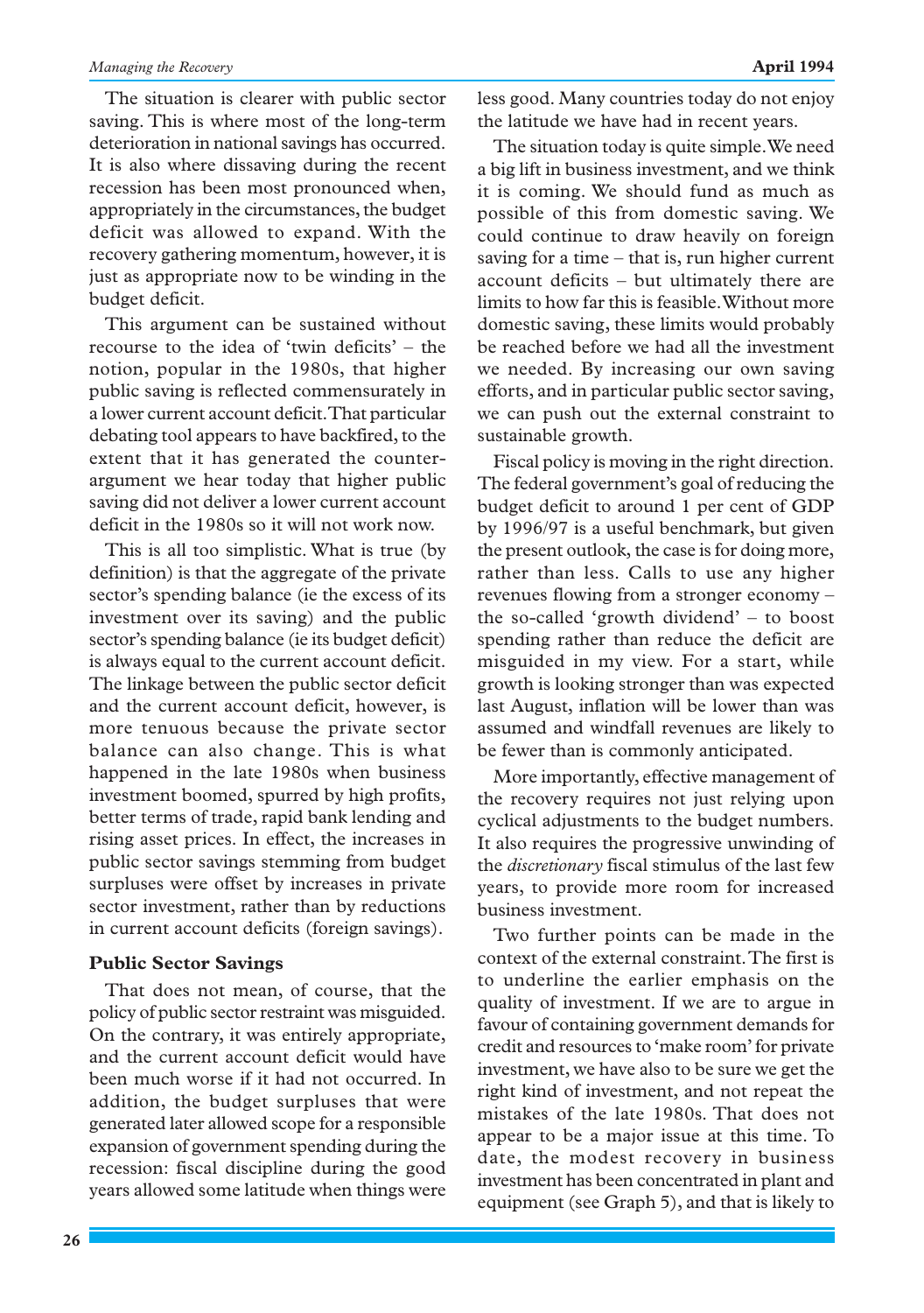The situation is clearer with public sector saving. This is where most of the long-term deterioration in national savings has occurred. It is also where dissaving during the recent recession has been most pronounced when, appropriately in the circumstances, the budget deficit was allowed to expand. With the recovery gathering momentum, however, it is just as appropriate now to be winding in the budget deficit.

This argument can be sustained without recourse to the idea of 'twin deficits' – the notion, popular in the 1980s, that higher public saving is reflected commensurately in a lower current account deficit. That particular debating tool appears to have backfired, to the extent that it has generated the counter-argument we hear today that higher public saving did not deliver a lower current account deficit in the 1980s so it will not work now.

This is all too simplistic. What is true (by definition) is that the aggregate of the private sector's spending balance (ie the excess of its investment over its saving) and the public sector's spending balance (ie its budget deficit) is always equal to the current account deficit. The linkage between the public sector deficit and the current account deficit, however, is more tenuous because the private sector balance can also change. This is what happened in the late 1980s when business investment boomed, spurred by high profits, better terms of trade, rapid bank lending and rising asset prices. In effect, the increases in public sector savings stemming from budget surpluses were offset by increases in private sector investment, rather than by reductions in current account deficits (foreign savings).

### Public Sector Savings

That does not mean, of course, that the policy of public sector restraint was misguided. On the contrary, it was entirely appropriate, and the current account deficit would have been much worse if it had not occurred. In addition, the budget surpluses that were generated later allowed scope for a responsible expansion of government spending during the recession: fiscal discipline during the good years allowed some latitude when things were less good. Many countries today do not enjoy the latitude we have had in recent years.

The situation today is quite simple. We need a big lift in business investment, and we think it is coming. We should fund as much as possible of this from domestic saving. We could continue to draw heavily on foreign saving for a time – that is, run higher current account deficits – but ultimately there are limits to how far this is feasible. Without more domestic saving, these limits would probably be reached before we had all the investment we needed. By increasing our own saving efforts, and in particular public sector saving, we can push out the external constraint to sustainable growth.

Fiscal policy is moving in the right direction. The federal government's goal of reducing the budget deficit to around 1 per cent of GDP by 1996/97 is a useful benchmark, but given the present outlook, the case is for doing more, rather than less. Calls to use any higher revenues flowing from a stronger economy – the so-called 'growth dividend' – to boost spending rather than reduce the deficit are misguided in my view. For a start, while growth is looking stronger than was expected last August, inflation will be lower than was assumed and windfall revenues are likely to be fewer than is commonly anticipated.

More importantly, effective management of the recovery requires not just relying upon cyclical adjustments to the budget numbers. It also requires the progressive unwinding of the *discretionary* fiscal stimulus of the last few years, to provide more room for increased business investment.

Two further points can be made in the context of the external constraint. The first is to underline the earlier emphasis on the quality of investment. If we are to argue in favour of containing government demands for credit and resources to 'make room' for private investment, we have also to be sure we get the right kind of investment, and not repeat the mistakes of the late 1980s. That does not appear to be a major issue at this time. To date, the modest recovery in business investment has been concentrated in plant and equipment (see Graph 5), and that is likely to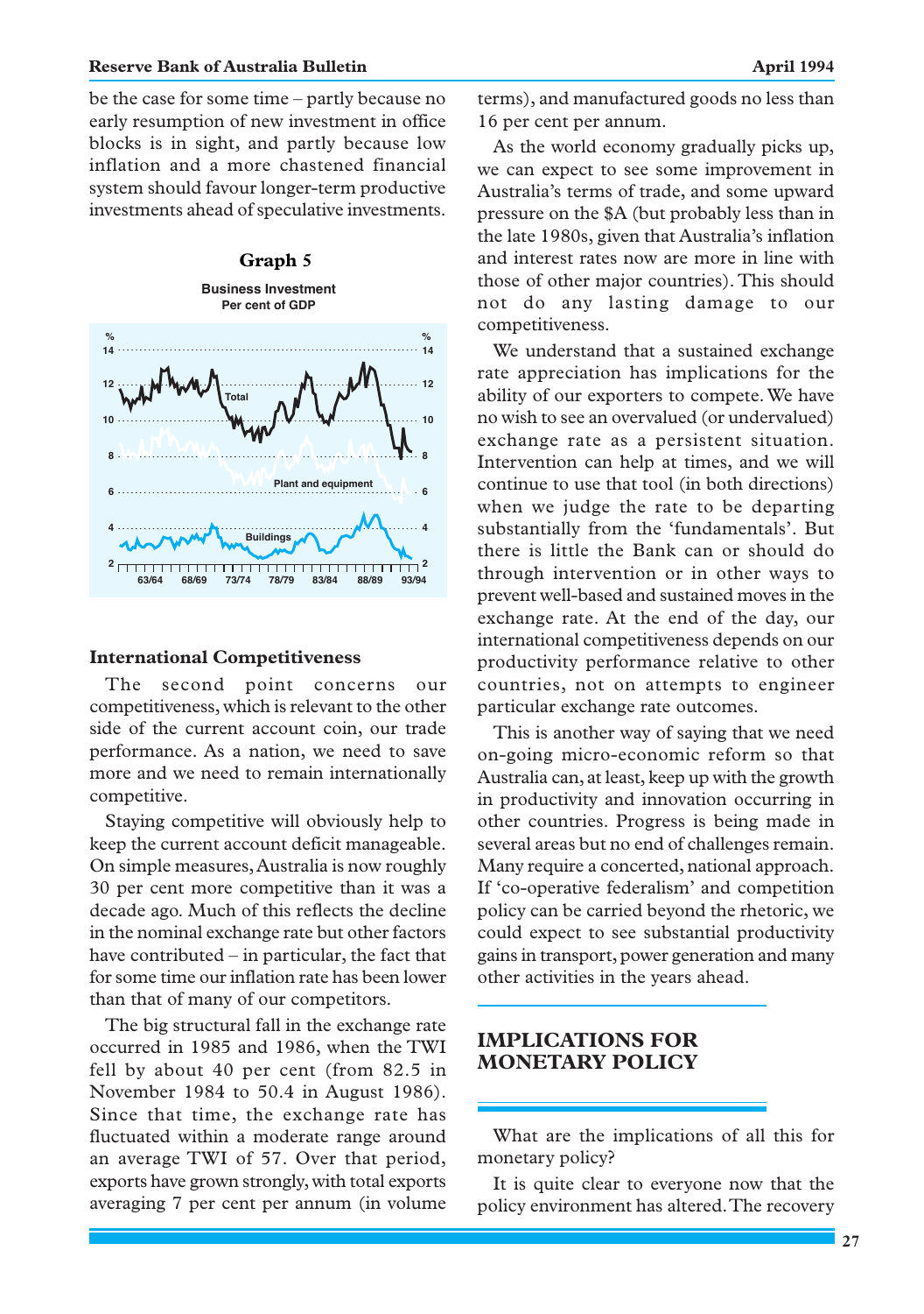be the case for some time – partly because no early resumption of new investment in office blocks is in sight, and partly because low inflation and a more chastened financial system should favour longer-term productive investments ahead of speculative investments.

**Graph 5**

**Business Investment**
**Per cent of GDP**

## International Competitiveness

The second point concerns our competitiveness, which is relevant to the other side of the current account coin, our trade performance. As a nation, we need to save more and we need to remain internationally competitive.

Staying competitive will obviously help to keep the current account deficit manageable. On simple measures, Australia is now roughly 30 per cent more competitive than it was a decade ago. Much of this reflects the decline in the nominal exchange rate but other factors have contributed – in particular, the fact that for some time our inflation rate has been lower than that of many of our competitors.

The big structural fall in the exchange rate occurred in 1985 and 1986, when the TWI fell by about 40 per cent (from 82.5 in November 1984 to 50.4 in August 1986). Since that time, the exchange rate has fluctuated within a moderate range around an average TWI of 57. Over that period, exports have grown strongly, with total exports averaging 7 per cent per annum (in volume terms), and manufactured goods no less than 16 per cent per annum.

As the world economy gradually picks up, we can expect to see some improvement in Australia's terms of trade, and some upward pressure on the $A (but probably less than in the late 1980s, given that Australia's inflation and interest rates now are more in line with those of other major countries). This should not do any lasting damage to our competitiveness.

We understand that a sustained exchange rate appreciation has implications for the ability of our exporters to compete. We have no wish to see an overvalued (or undervalued) exchange rate as a persistent situation. Intervention can help at times, and we will continue to use that tool (in both directions) when we judge the rate to be departing substantially from the 'fundamentals'. But there is little the Bank can or should do through intervention or in other ways to prevent well-based and sustained moves in the exchange rate. At the end of the day, our international competitiveness depends on our productivity performance relative to other countries, not on attempts to engineer particular exchange rate outcomes.

This is another way of saying that we need on-going micro-economic reform so that Australia can, at least, keep up with the growth in productivity and innovation occurring in other countries. Progress is being made in several areas but no end of challenges remain. Many require a concerted, national approach. If 'co-operative federalism' and competition policy can be carried beyond the rhetoric, we could expect to see substantial productivity gains in transport, power generation and many other activities in the years ahead.

## IMPLICATIONS FOR MONETARY POLICY

What are the implications of all this for monetary policy?

It is quite clear to everyone now that the policy environment has altered. The recovery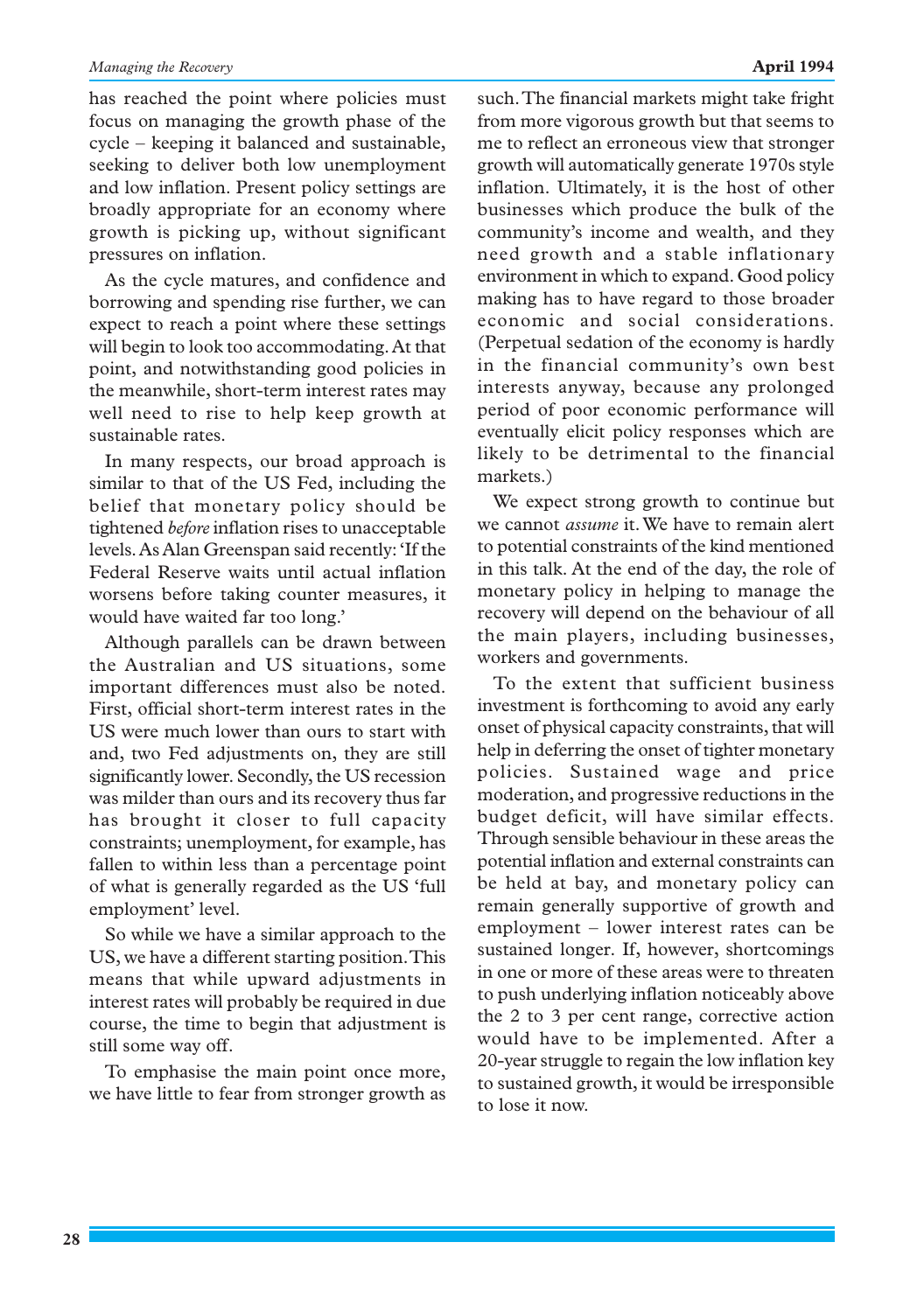has reached the point where policies must focus on managing the growth phase of the cycle – keeping it balanced and sustainable, seeking to deliver both low unemployment and low inflation. Present policy settings are broadly appropriate for an economy where growth is picking up, without significant pressures on inflation.

As the cycle matures, and confidence and borrowing and spending rise further, we can expect to reach a point where these settings will begin to look too accommodating. At that point, and notwithstanding good policies in the meanwhile, short-term interest rates may well need to rise to help keep growth at sustainable rates.

In many respects, our broad approach is similar to that of the US Fed, including the belief that monetary policy should be tightened *before* inflation rises to unacceptable levels. As Alan Greenspan said recently: 'If the Federal Reserve waits until actual inflation worsens before taking counter measures, it would have waited far too long.'

Although parallels can be drawn between the Australian and US situations, some important differences must also be noted. First, official short-term interest rates in the US were much lower than ours to start with and, two Fed adjustments on, they are still significantly lower. Secondly, the US recession was milder than ours and its recovery thus far has brought it closer to full capacity constraints; unemployment, for example, has fallen to within less than a percentage point of what is generally regarded as the US 'full employment' level.

So while we have a similar approach to the US, we have a different starting position. This means that while upward adjustments in interest rates will probably be required in due course, the time to begin that adjustment is still some way off.

To emphasise the main point once more, we have little to fear from stronger growth as such. The financial markets might take fright from more vigorous growth but that seems to me to reflect an erroneous view that stronger growth will automatically generate 1970s style inflation. Ultimately, it is the host of other businesses which produce the bulk of the community's income and wealth, and they need growth and a stable inflationary environment in which to expand. Good policy making has to have regard to those broader economic and social considerations. (Perpetual sedation of the economy is hardly in the financial community's own best interests anyway, because any prolonged period of poor economic performance will eventually elicit policy responses which are likely to be detrimental to the financial markets.)

We expect strong growth to continue but we cannot *assume* it. We have to remain alert to potential constraints of the kind mentioned in this talk. At the end of the day, the role of monetary policy in helping to manage the recovery will depend on the behaviour of all the main players, including businesses, workers and governments.

To the extent that sufficient business investment is forthcoming to avoid any early onset of physical capacity constraints, that will help in deferring the onset of tighter monetary policies. Sustained wage and price moderation, and progressive reductions in the budget deficit, will have similar effects. Through sensible behaviour in these areas the potential inflation and external constraints can be held at bay, and monetary policy can remain generally supportive of growth and employment – lower interest rates can be sustained longer. If, however, shortcomings in one or more of these areas were to threaten to push underlying inflation noticeably above the 2 to 3 per cent range, corrective action would have to be implemented. After a 20-year struggle to regain the low inflation key to sustained growth, it would be irresponsible to lose it now.